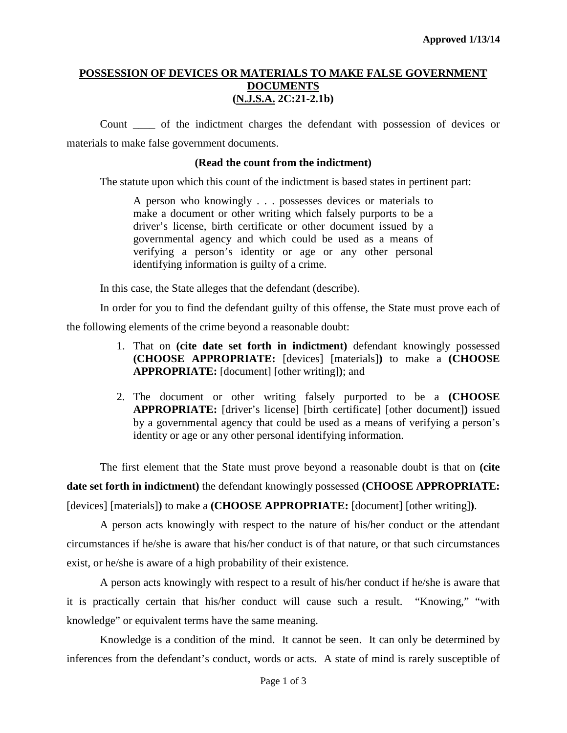**Approved 1/13/14**

# POSSESSION OF DEVICES OR MATERIALS TO MAKE FALSE GOVERNMENT DOCUMENTS
## (N.J.S.A. 2C:21-2.1b)

Count ____ of the indictment charges the defendant with possession of devices or materials to make false government documents.

**(Read the count from the indictment)**

The statute upon which this count of the indictment is based states in pertinent part:

> A person who knowingly . . . possesses devices or materials to make a document or other writing which falsely purports to be a driver's license, birth certificate or other document issued by a governmental agency and which could be used as a means of verifying a person's identity or age or any other personal identifying information is guilty of a crime.

In this case, the State alleges that the defendant (describe).

In order for you to find the defendant guilty of this offense, the State must prove each of the following elements of the crime beyond a reasonable doubt:

1. That on **(cite date set forth in indictment)** defendant knowingly possessed **(CHOOSE APPROPRIATE:** [devices] [materials]**)** to make a **(CHOOSE APPROPRIATE:** [document] [other writing]**)**; and
2. The document or other writing falsely purported to be a **(CHOOSE APPROPRIATE:** [driver's license] [birth certificate] [other document]**)** issued by a governmental agency that could be used as a means of verifying a person's identity or age or any other personal identifying information.

The first element that the State must prove beyond a reasonable doubt is that on **(cite date set forth in indictment)** the defendant knowingly possessed **(CHOOSE APPROPRIATE:** [devices] [materials]**)** to make a **(CHOOSE APPROPRIATE:** [document] [other writing]**)**.

A person acts knowingly with respect to the nature of his/her conduct or the attendant circumstances if he/she is aware that his/her conduct is of that nature, or that such circumstances exist, or he/she is aware of a high probability of their existence.

A person acts knowingly with respect to a result of his/her conduct if he/she is aware that it is practically certain that his/her conduct will cause such a result. "Knowing," "with knowledge" or equivalent terms have the same meaning.

Knowledge is a condition of the mind. It cannot be seen. It can only be determined by inferences from the defendant's conduct, words or acts. A state of mind is rarely susceptible of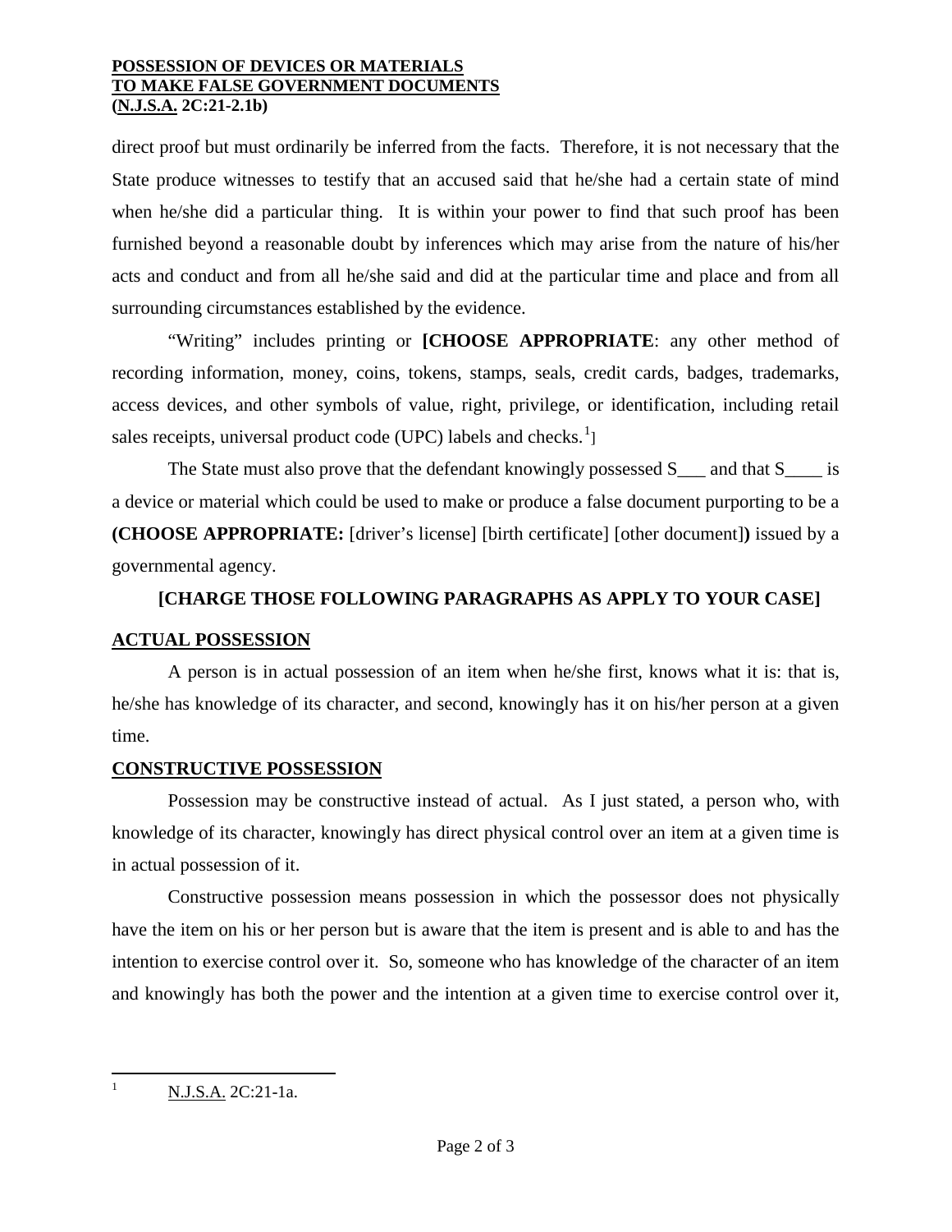direct proof but must ordinarily be inferred from the facts. Therefore, it is not necessary that the State produce witnesses to testify that an accused said that he/she had a certain state of mind when he/she did a particular thing. It is within your power to find that such proof has been furnished beyond a reasonable doubt by inferences which may arise from the nature of his/her acts and conduct and from all he/she said and did at the particular time and place and from all surrounding circumstances established by the evidence.

"Writing" includes printing or **[CHOOSE APPROPRIATE**: any other method of recording information, money, coins, tokens, stamps, seals, credit cards, badges, trademarks, access devices, and other symbols of value, right, privilege, or identification, including retail sales receipts, universal product code (UPC) labels and checks.[1]]

The State must also prove that the defendant knowingly possessed S___ and that S____ is a device or material which could be used to make or produce a false document purporting to be a **(CHOOSE APPROPRIATE:** [driver's license] [birth certificate] [other document]**)** issued by a governmental agency.

**[CHARGE THOSE FOLLOWING PARAGRAPHS AS APPLY TO YOUR CASE]**

## ACTUAL POSSESSION

A person is in actual possession of an item when he/she first, knows what it is: that is, he/she has knowledge of its character, and second, knowingly has it on his/her person at a given time.

## CONSTRUCTIVE POSSESSION

Possession may be constructive instead of actual. As I just stated, a person who, with knowledge of its character, knowingly has direct physical control over an item at a given time is in actual possession of it.

Constructive possession means possession in which the possessor does not physically have the item on his or her person but is aware that the item is present and is able to and has the intention to exercise control over it. So, someone who has knowledge of the character of an item and knowingly has both the power and the intention at a given time to exercise control over it,

---

[1] N.J.S.A. 2C:21-1a.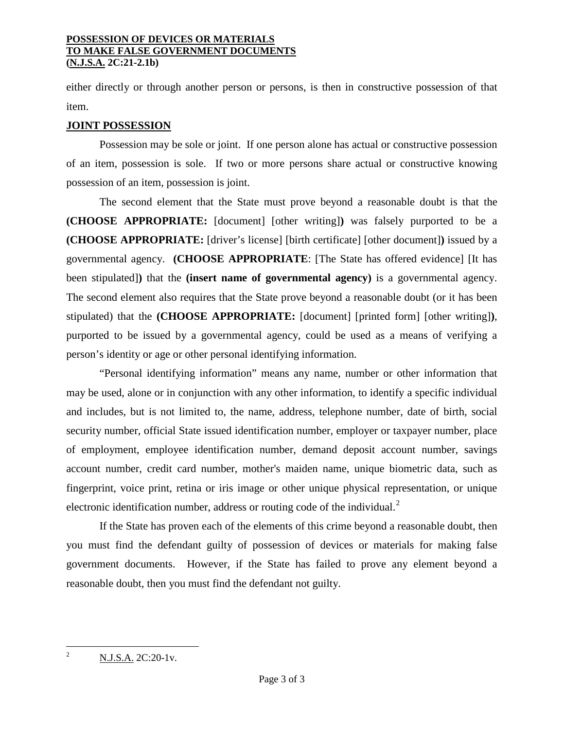either directly or through another person or persons, is then in constructive possession of that item.

## JOINT POSSESSION

Possession may be sole or joint. If one person alone has actual or constructive possession of an item, possession is sole. If two or more persons share actual or constructive knowing possession of an item, possession is joint.

The second element that the State must prove beyond a reasonable doubt is that the **(CHOOSE APPROPRIATE:** [document] [other writing]**)** was falsely purported to be a **(CHOOSE APPROPRIATE:** [driver's license] [birth certificate] [other document]**)** issued by a governmental agency. **(CHOOSE APPROPRIATE**: [The State has offered evidence] [It has been stipulated]**)** that the **(insert name of governmental agency)** is a governmental agency. The second element also requires that the State prove beyond a reasonable doubt (or it has been stipulated) that the **(CHOOSE APPROPRIATE:** [document] [printed form] [other writing]**)**, purported to be issued by a governmental agency, could be used as a means of verifying a person's identity or age or other personal identifying information.

"Personal identifying information" means any name, number or other information that may be used, alone or in conjunction with any other information, to identify a specific individual and includes, but is not limited to, the name, address, telephone number, date of birth, social security number, official State issued identification number, employer or taxpayer number, place of employment, employee identification number, demand deposit account number, savings account number, credit card number, mother's maiden name, unique biometric data, such as fingerprint, voice print, retina or iris image or other unique physical representation, or unique electronic identification number, address or routing code of the individual.[2]

If the State has proven each of the elements of this crime beyond a reasonable doubt, then you must find the defendant guilty of possession of devices or materials for making false government documents. However, if the State has failed to prove any element beyond a reasonable doubt, then you must find the defendant not guilty.

---

[2] N.J.S.A. 2C:20-1v.